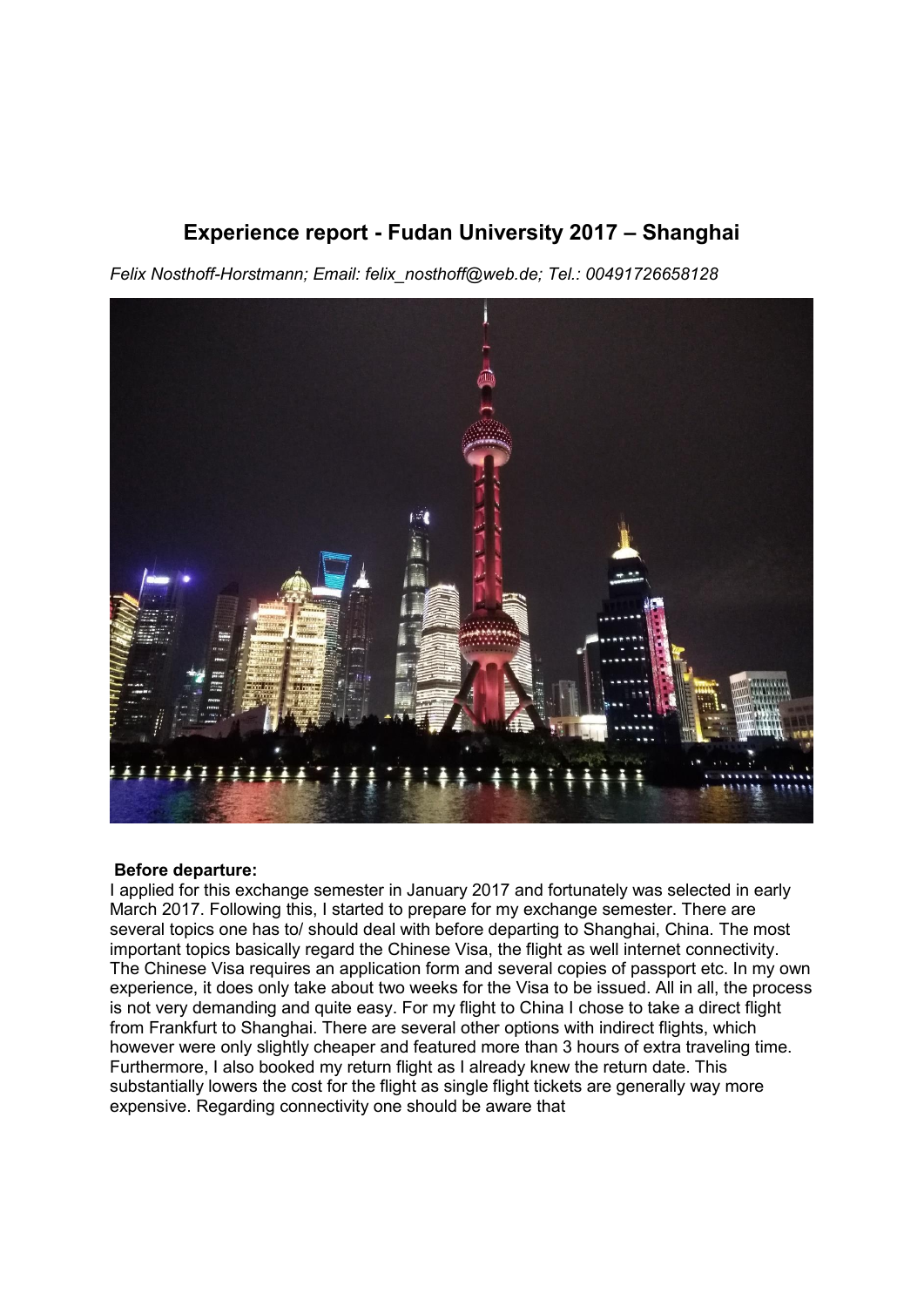# Experience report - Fudan University 2017 – Shanghai

*Felix Nosthoff-Horstmann; Email: felix_nosthoff@web.de; Tel.: 00491726658128*

**Before departure:**

I applied for this exchange semester in January 2017 and fortunately was selected in early March 2017. Following this, I started to prepare for my exchange semester. There are several topics one has to/ should deal with before departing to Shanghai, China. The most important topics basically regard the Chinese Visa, the flight as well internet connectivity. The Chinese Visa requires an application form and several copies of passport etc. In my own experience, it does only take about two weeks for the Visa to be issued. All in all, the process is not very demanding and quite easy. For my flight to China I chose to take a direct flight from Frankfurt to Shanghai. There are several other options with indirect flights, which however were only slightly cheaper and featured more than 3 hours of extra traveling time. Furthermore, I also booked my return flight as I already knew the return date. This substantially lowers the cost for the flight as single flight tickets are generally way more expensive. Regarding connectivity one should be aware that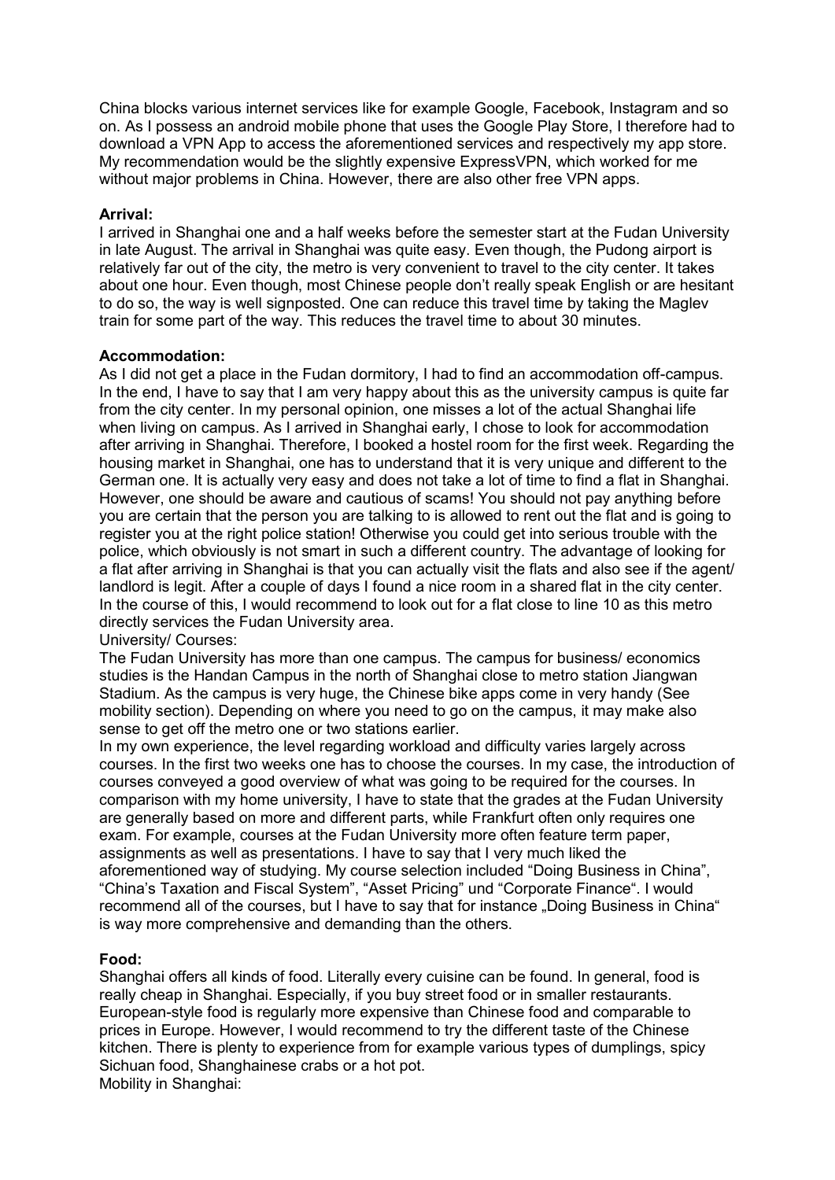China blocks various internet services like for example Google, Facebook, Instagram and so on. As I possess an android mobile phone that uses the Google Play Store, I therefore had to download a VPN App to access the aforementioned services and respectively my app store. My recommendation would be the slightly expensive ExpressVPN, which worked for me without major problems in China. However, there are also other free VPN apps.

**Arrival:**

I arrived in Shanghai one and a half weeks before the semester start at the Fudan University in late August. The arrival in Shanghai was quite easy. Even though, the Pudong airport is relatively far out of the city, the metro is very convenient to travel to the city center. It takes about one hour. Even though, most Chinese people don't really speak English or are hesitant to do so, the way is well signposted. One can reduce this travel time by taking the Maglev train for some part of the way. This reduces the travel time to about 30 minutes.

**Accommodation:**

As I did not get a place in the Fudan dormitory, I had to find an accommodation off-campus. In the end, I have to say that I am very happy about this as the university campus is quite far from the city center. In my personal opinion, one misses a lot of the actual Shanghai life when living on campus. As I arrived in Shanghai early, I chose to look for accommodation after arriving in Shanghai. Therefore, I booked a hostel room for the first week. Regarding the housing market in Shanghai, one has to understand that it is very unique and different to the German one. It is actually very easy and does not take a lot of time to find a flat in Shanghai. However, one should be aware and cautious of scams! You should not pay anything before you are certain that the person you are talking to is allowed to rent out the flat and is going to register you at the right police station! Otherwise you could get into serious trouble with the police, which obviously is not smart in such a different country. The advantage of looking for a flat after arriving in Shanghai is that you can actually visit the flats and also see if the agent/ landlord is legit. After a couple of days I found a nice room in a shared flat in the city center. In the course of this, I would recommend to look out for a flat close to line 10 as this metro directly services the Fudan University area.

University/ Courses:

The Fudan University has more than one campus. The campus for business/ economics studies is the Handan Campus in the north of Shanghai close to metro station Jiangwan Stadium. As the campus is very huge, the Chinese bike apps come in very handy (See mobility section). Depending on where you need to go on the campus, it may make also sense to get off the metro one or two stations earlier.

In my own experience, the level regarding workload and difficulty varies largely across courses. In the first two weeks one has to choose the courses. In my case, the introduction of courses conveyed a good overview of what was going to be required for the courses. In comparison with my home university, I have to state that the grades at the Fudan University are generally based on more and different parts, while Frankfurt often only requires one exam. For example, courses at the Fudan University more often feature term paper, assignments as well as presentations. I have to say that I very much liked the aforementioned way of studying. My course selection included "Doing Business in China", "China's Taxation and Fiscal System", "Asset Pricing" und "Corporate Finance". I would recommend all of the courses, but I have to say that for instance „Doing Business in China" is way more comprehensive and demanding than the others.

**Food:**

Shanghai offers all kinds of food. Literally every cuisine can be found. In general, food is really cheap in Shanghai. Especially, if you buy street food or in smaller restaurants. European-style food is regularly more expensive than Chinese food and comparable to prices in Europe. However, I would recommend to try the different taste of the Chinese kitchen. There is plenty to experience from for example various types of dumplings, spicy Sichuan food, Shanghainese crabs or a hot pot.

Mobility in Shanghai: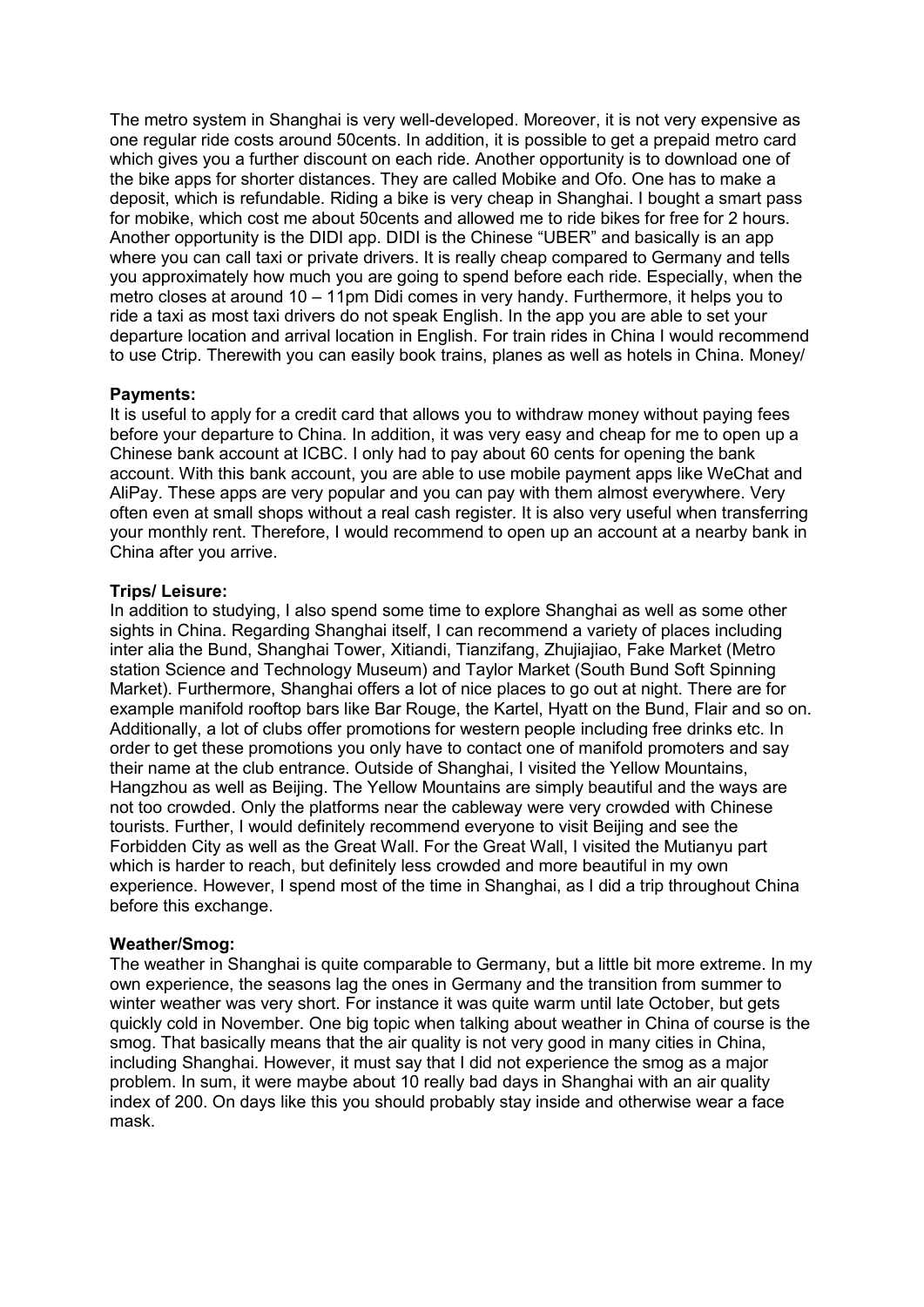The metro system in Shanghai is very well-developed. Moreover, it is not very expensive as one regular ride costs around 50cents. In addition, it is possible to get a prepaid metro card which gives you a further discount on each ride. Another opportunity is to download one of the bike apps for shorter distances. They are called Mobike and Ofo. One has to make a deposit, which is refundable. Riding a bike is very cheap in Shanghai. I bought a smart pass for mobike, which cost me about 50cents and allowed me to ride bikes for free for 2 hours. Another opportunity is the DIDI app. DIDI is the Chinese "UBER" and basically is an app where you can call taxi or private drivers. It is really cheap compared to Germany and tells you approximately how much you are going to spend before each ride. Especially, when the metro closes at around 10 – 11pm Didi comes in very handy. Furthermore, it helps you to ride a taxi as most taxi drivers do not speak English. In the app you are able to set your departure location and arrival location in English. For train rides in China I would recommend to use Ctrip. Therewith you can easily book trains, planes as well as hotels in China. Money/

**Payments:**

It is useful to apply for a credit card that allows you to withdraw money without paying fees before your departure to China. In addition, it was very easy and cheap for me to open up a Chinese bank account at ICBC. I only had to pay about 60 cents for opening the bank account. With this bank account, you are able to use mobile payment apps like WeChat and AliPay. These apps are very popular and you can pay with them almost everywhere. Very often even at small shops without a real cash register. It is also very useful when transferring your monthly rent. Therefore, I would recommend to open up an account at a nearby bank in China after you arrive.

**Trips/ Leisure:**

In addition to studying, I also spend some time to explore Shanghai as well as some other sights in China. Regarding Shanghai itself, I can recommend a variety of places including inter alia the Bund, Shanghai Tower, Xitiandi, Tianzifang, Zhujiajiao, Fake Market (Metro station Science and Technology Museum) and Taylor Market (South Bund Soft Spinning Market). Furthermore, Shanghai offers a lot of nice places to go out at night. There are for example manifold rooftop bars like Bar Rouge, the Kartel, Hyatt on the Bund, Flair and so on. Additionally, a lot of clubs offer promotions for western people including free drinks etc. In order to get these promotions you only have to contact one of manifold promoters and say their name at the club entrance. Outside of Shanghai, I visited the Yellow Mountains, Hangzhou as well as Beijing. The Yellow Mountains are simply beautiful and the ways are not too crowded. Only the platforms near the cableway were very crowded with Chinese tourists. Further, I would definitely recommend everyone to visit Beijing and see the Forbidden City as well as the Great Wall. For the Great Wall, I visited the Mutianyu part which is harder to reach, but definitely less crowded and more beautiful in my own experience. However, I spend most of the time in Shanghai, as I did a trip throughout China before this exchange.

**Weather/Smog:**

The weather in Shanghai is quite comparable to Germany, but a little bit more extreme. In my own experience, the seasons lag the ones in Germany and the transition from summer to winter weather was very short. For instance it was quite warm until late October, but gets quickly cold in November. One big topic when talking about weather in China of course is the smog. That basically means that the air quality is not very good in many cities in China, including Shanghai. However, it must say that I did not experience the smog as a major problem. In sum, it were maybe about 10 really bad days in Shanghai with an air quality index of 200. On days like this you should probably stay inside and otherwise wear a face mask.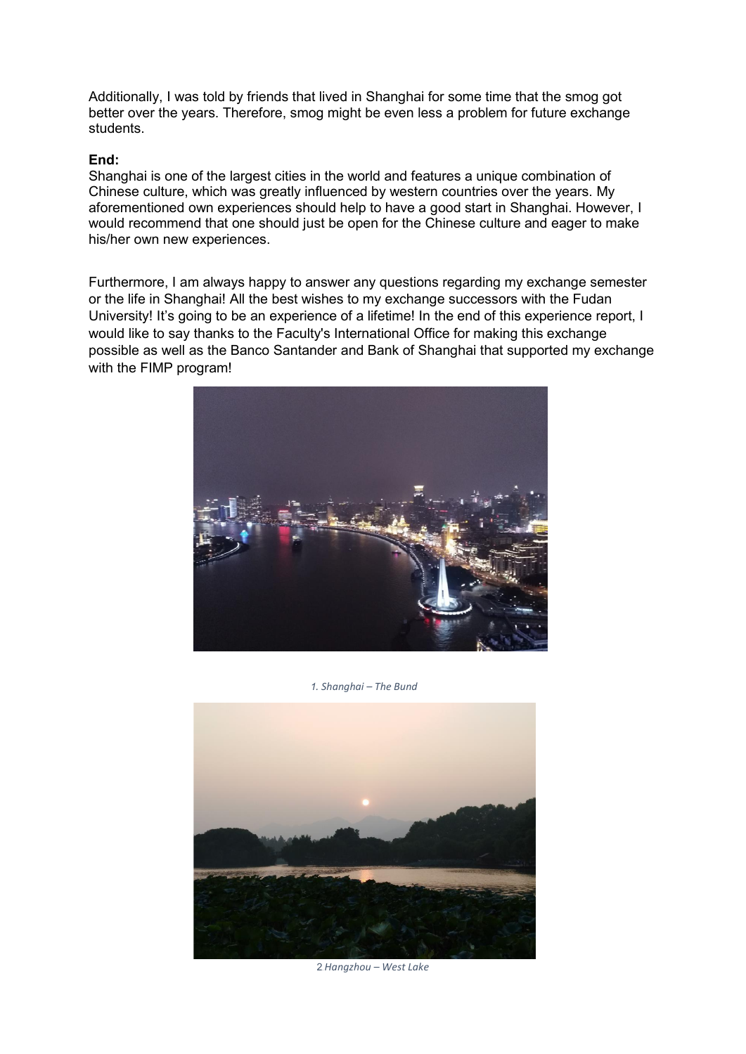Additionally, I was told by friends that lived in Shanghai for some time that the smog got better over the years. Therefore, smog might be even less a problem for future exchange students.

**End:**

Shanghai is one of the largest cities in the world and features a unique combination of Chinese culture, which was greatly influenced by western countries over the years. My aforementioned own experiences should help to have a good start in Shanghai. However, I would recommend that one should just be open for the Chinese culture and eager to make his/her own new experiences.

Furthermore, I am always happy to answer any questions regarding my exchange semester or the life in Shanghai! All the best wishes to my exchange successors with the Fudan University! It's going to be an experience of a lifetime! In the end of this experience report, I would like to say thanks to the Faculty's International Office for making this exchange possible as well as the Banco Santander and Bank of Shanghai that supported my exchange with the FIMP program!

*1. Shanghai – The Bund*

2 *Hangzhou – West Lake*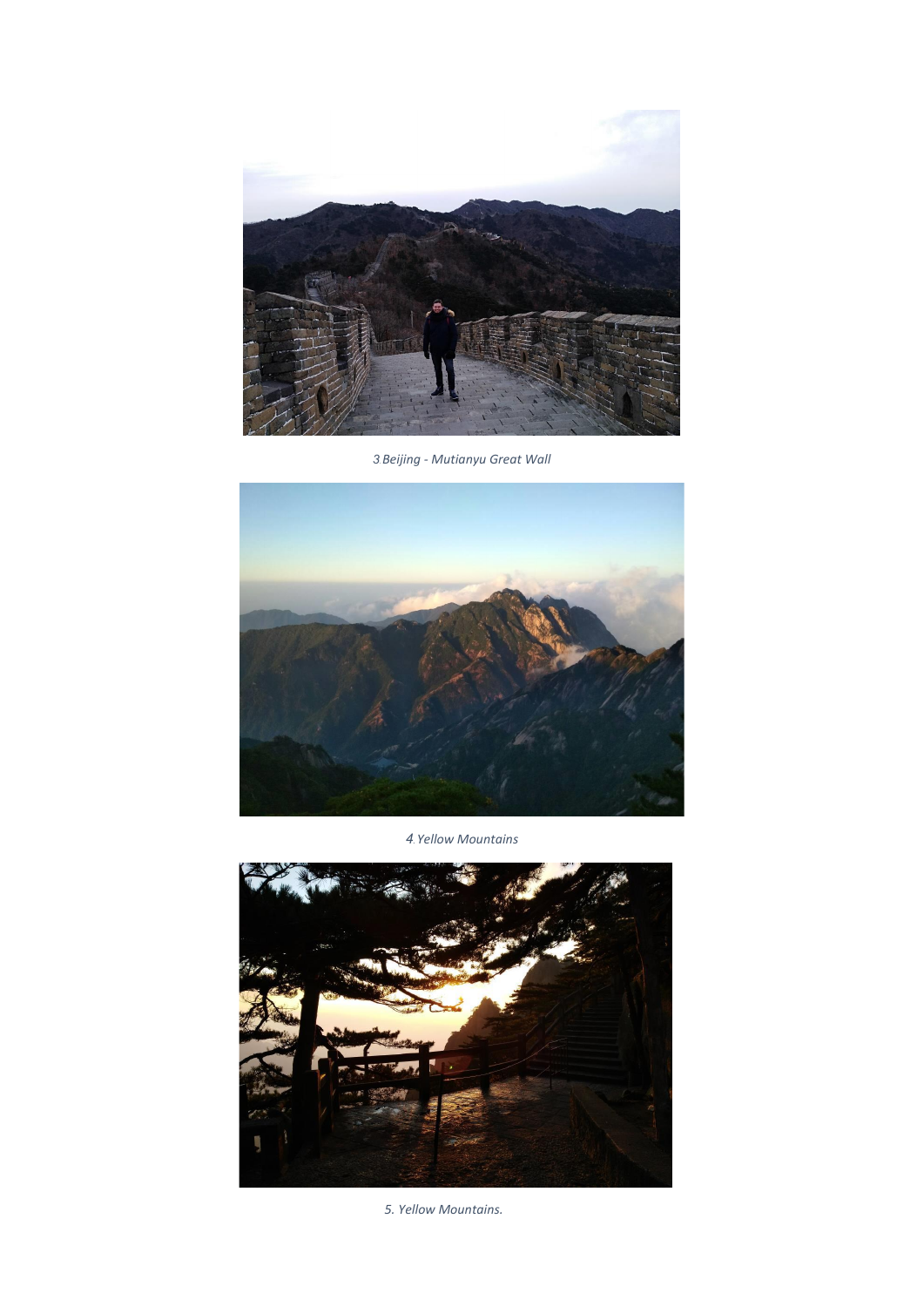*3 Beijing - Mutianyu Great Wall*

*4 Yellow Mountains*

*5. Yellow Mountains.*